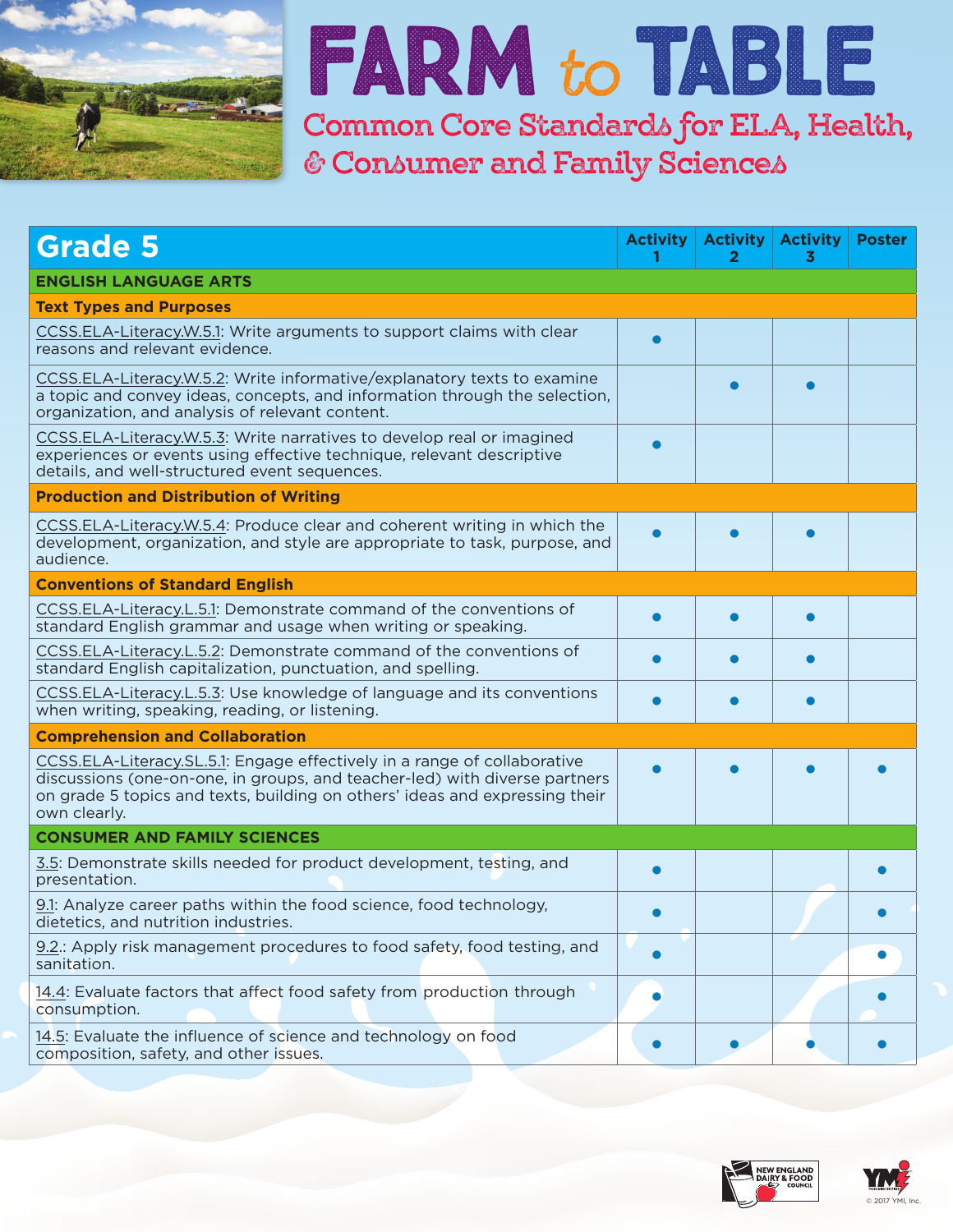# FARM *to* TABLE

## Common Core Standards for ELA, Health, & Consumer and Family Sciences

| Grade 5 | Activity 1 | Activity 2 | Activity 3 | Poster |
|---|---|---|---|---|
| **ENGLISH LANGUAGE ARTS** | | | | |
| **Text Types and Purposes** | | | | |
| CCSS.ELA-Literacy.W.5.1: Write arguments to support claims with clear reasons and relevant evidence. | ● | | | |
| CCSS.ELA-Literacy.W.5.2: Write informative/explanatory texts to examine a topic and convey ideas, concepts, and information through the selection, organization, and analysis of relevant content. | | ● | ● | |
| CCSS.ELA-Literacy.W.5.3: Write narratives to develop real or imagined experiences or events using effective technique, relevant descriptive details, and well-structured event sequences. | ● | | | |
| **Production and Distribution of Writing** | | | | |
| CCSS.ELA-Literacy.W.5.4: Produce clear and coherent writing in which the development, organization, and style are appropriate to task, purpose, and audience. | ● | ● | ● | |
| **Conventions of Standard English** | | | | |
| CCSS.ELA-Literacy.L.5.1: Demonstrate command of the conventions of standard English grammar and usage when writing or speaking. | ● | ● | ● | |
| CCSS.ELA-Literacy.L.5.2: Demonstrate command of the conventions of standard English capitalization, punctuation, and spelling. | ● | ● | ● | |
| CCSS.ELA-Literacy.L.5.3: Use knowledge of language and its conventions when writing, speaking, reading, or listening. | ● | ● | ● | |
| **Comprehension and Collaboration** | | | | |
| CCSS.ELA-Literacy.SL.5.1: Engage effectively in a range of collaborative discussions (one-on-one, in groups, and teacher-led) with diverse partners on grade 5 topics and texts, building on others' ideas and expressing their own clearly. | ● | ● | ● | ● |
| **CONSUMER AND FAMILY SCIENCES** | | | | |
| 3.5: Demonstrate skills needed for product development, testing, and presentation. | ● | | | ● |
| 9.1: Analyze career paths within the food science, food technology, dietetics, and nutrition industries. | ● | | | ● |
| 9.2.: Apply risk management procedures to food safety, food testing, and sanitation. | ● | | | ● |
| 14.4: Evaluate factors that affect food safety from production through consumption. | ● | | | ● |
| 14.5: Evaluate the influence of science and technology on food composition, safety, and other issues. | ● | ● | ● | ● |

New England Dairy & Food Council

© 2017 YMI, Inc.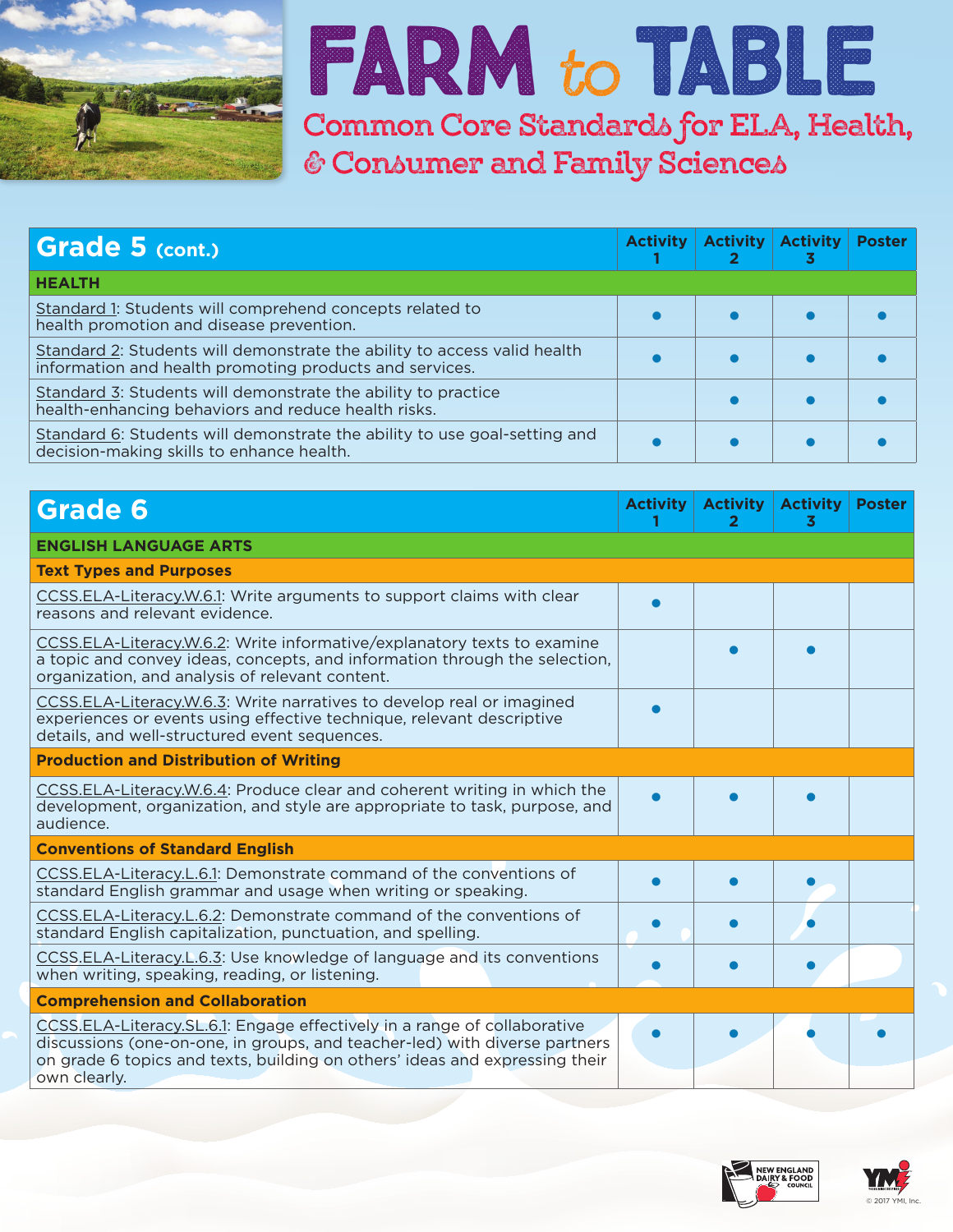# FARM to TABLE

## Common Core Standards for ELA, Health, & Consumer and Family Sciences

| Grade 5 (cont.) | Activity 1 | Activity 2 | Activity 3 | Poster |
|---|---|---|---|---|
| **HEALTH** | | | | |
| Standard 1: Students will comprehend concepts related to health promotion and disease prevention. | ● | ● | ● | ● |
| Standard 2: Students will demonstrate the ability to access valid health information and health promoting products and services. | ● | ● | ● | ● |
| Standard 3: Students will demonstrate the ability to practice health-enhancing behaviors and reduce health risks. | | ● | ● | ● |
| Standard 6: Students will demonstrate the ability to use goal-setting and decision-making skills to enhance health. | ● | ● | ● | ● |

| Grade 6 | Activity 1 | Activity 2 | Activity 3 | Poster |
|---|---|---|---|---|
| **ENGLISH LANGUAGE ARTS** | | | | |
| **Text Types and Purposes** | | | | |
| CCSS.ELA-Literacy.W.6.1: Write arguments to support claims with clear reasons and relevant evidence. | ● | | | |
| CCSS.ELA-Literacy.W.6.2: Write informative/explanatory texts to examine a topic and convey ideas, concepts, and information through the selection, organization, and analysis of relevant content. | | ● | ● | |
| CCSS.ELA-Literacy.W.6.3: Write narratives to develop real or imagined experiences or events using effective technique, relevant descriptive details, and well-structured event sequences. | ● | | | |
| **Production and Distribution of Writing** | | | | |
| CCSS.ELA-Literacy.W.6.4: Produce clear and coherent writing in which the development, organization, and style are appropriate to task, purpose, and audience. | ● | ● | ● | |
| **Conventions of Standard English** | | | | |
| CCSS.ELA-Literacy.L.6.1: Demonstrate command of the conventions of standard English grammar and usage when writing or speaking. | ● | ● | ● | |
| CCSS.ELA-Literacy.L.6.2: Demonstrate command of the conventions of standard English capitalization, punctuation, and spelling. | ● | ● | ● | |
| CCSS.ELA-Literacy.L.6.3: Use knowledge of language and its conventions when writing, speaking, reading, or listening. | ● | ● | ● | |
| **Comprehension and Collaboration** | | | | |
| CCSS.ELA-Literacy.SL.6.1: Engage effectively in a range of collaborative discussions (one-on-one, in groups, and teacher-led) with diverse partners on grade 6 topics and texts, building on others' ideas and expressing their own clearly. | ● | ● | ● | ● |

© 2017 YMI, Inc.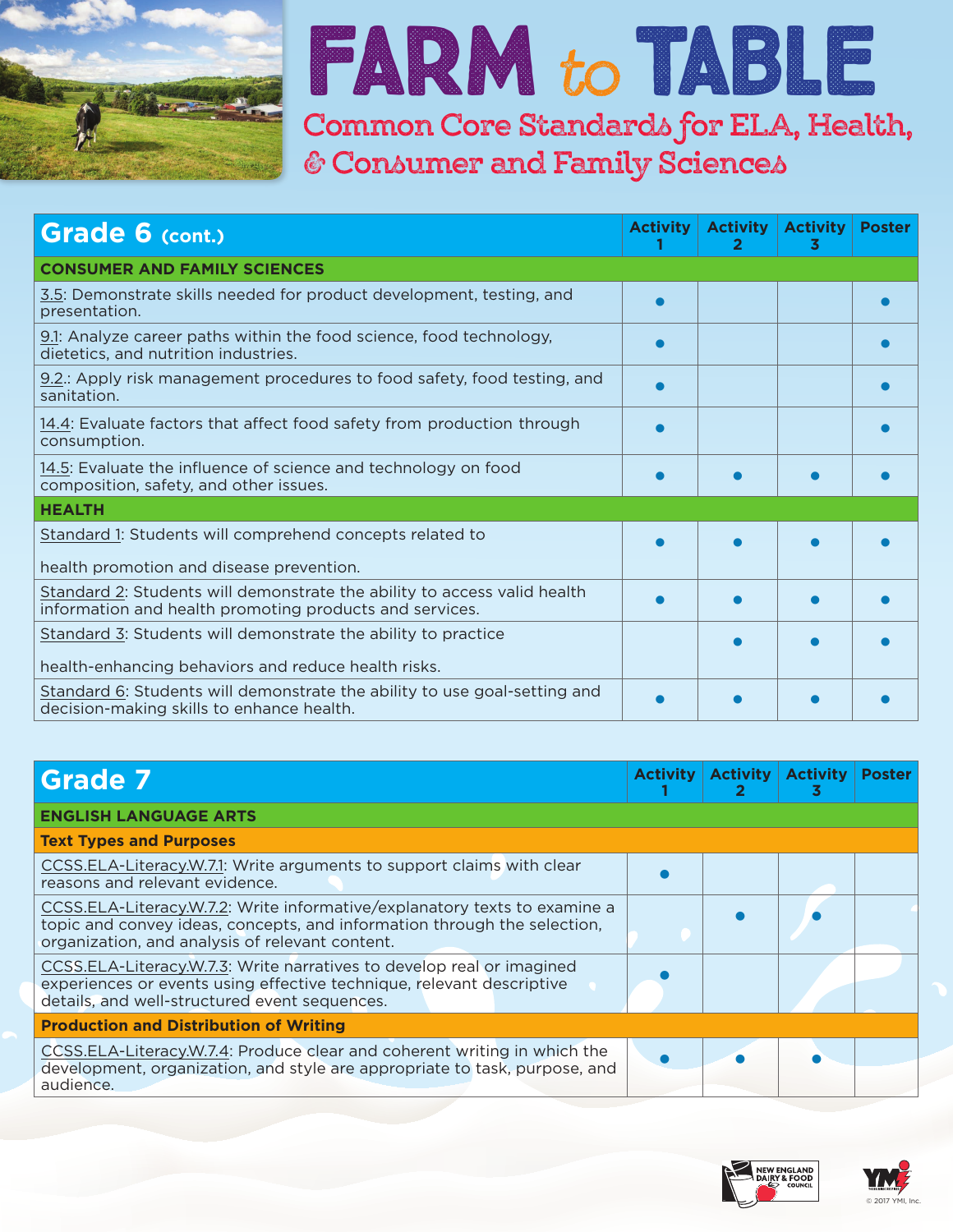# FARM to TABLE

## Common Core Standards for ELA, Health, & Consumer and Family Sciences

| Grade 6 (cont.) | Activity 1 | Activity 2 | Activity 3 | Poster |
|---|---|---|---|---|
| **CONSUMER AND FAMILY SCIENCES** | | | | |
| 3.5: Demonstrate skills needed for product development, testing, and presentation. | ● | | | ● |
| 9.1: Analyze career paths within the food science, food technology, dietetics, and nutrition industries. | ● | | | ● |
| 9.2.: Apply risk management procedures to food safety, food testing, and sanitation. | ● | | | ● |
| 14.4: Evaluate factors that affect food safety from production through consumption. | ● | | | ● |
| 14.5: Evaluate the influence of science and technology on food composition, safety, and other issues. | ● | ● | ● | ● |
| **HEALTH** | | | | |
| Standard 1: Students will comprehend concepts related to health promotion and disease prevention. | ● | ● | ● | ● |
| Standard 2: Students will demonstrate the ability to access valid health information and health promoting products and services. | ● | ● | ● | ● |
| Standard 3: Students will demonstrate the ability to practice health-enhancing behaviors and reduce health risks. | | ● | ● | ● |
| Standard 6: Students will demonstrate the ability to use goal-setting and decision-making skills to enhance health. | ● | ● | ● | ● |

| Grade 7 | Activity 1 | Activity 2 | Activity 3 | Poster |
|---|---|---|---|---|
| **ENGLISH LANGUAGE ARTS** | | | | |
| **Text Types and Purposes** | | | | |
| CCSS.ELA-Literacy.W.7.1: Write arguments to support claims with clear reasons and relevant evidence. | ● | | | |
| CCSS.ELA-Literacy.W.7.2: Write informative/explanatory texts to examine a topic and convey ideas, concepts, and information through the selection, organization, and analysis of relevant content. | | ● | ● | |
| CCSS.ELA-Literacy.W.7.3: Write narratives to develop real or imagined experiences or events using effective technique, relevant descriptive details, and well-structured event sequences. | ● | | | |
| **Production and Distribution of Writing** | | | | |
| CCSS.ELA-Literacy.W.7.4: Produce clear and coherent writing in which the development, organization, and style are appropriate to task, purpose, and audience. | ● | ● | ● | |

NEW ENGLAND DAIRY & FOOD COUNCIL

© 2017 YMI, Inc.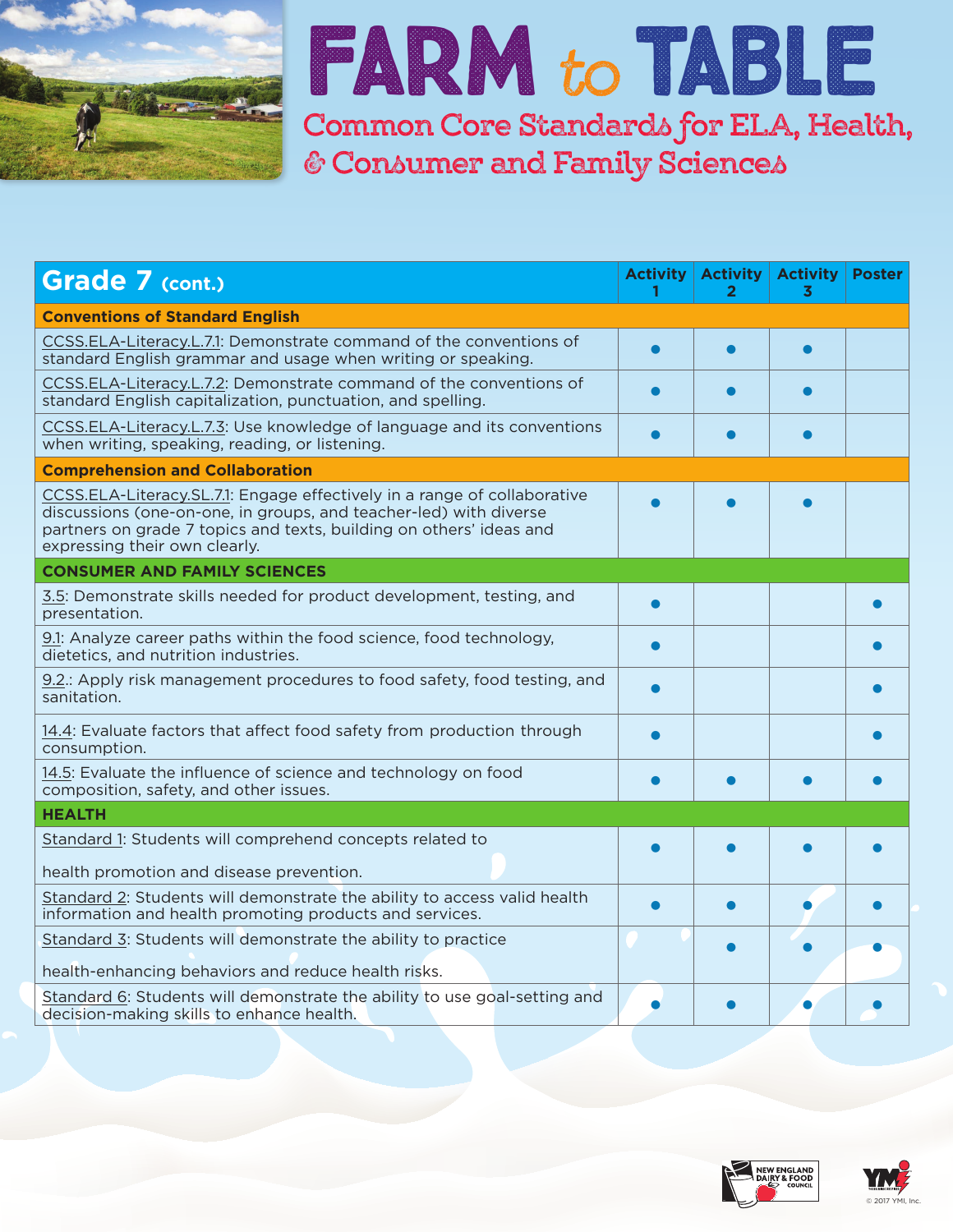# FARM to TABLE

## Common Core Standards for ELA, Health, & Consumer and Family Sciences

| Grade 7 (cont.) | Activity 1 | Activity 2 | Activity 3 | Poster |
|---|---|---|---|---|
| **Conventions of Standard English** | | | | |
| CCSS.ELA-Literacy.L.7.1: Demonstrate command of the conventions of standard English grammar and usage when writing or speaking. | ● | ● | ● | |
| CCSS.ELA-Literacy.L.7.2: Demonstrate command of the conventions of standard English capitalization, punctuation, and spelling. | ● | ● | ● | |
| CCSS.ELA-Literacy.L.7.3: Use knowledge of language and its conventions when writing, speaking, reading, or listening. | ● | ● | ● | |
| **Comprehension and Collaboration** | | | | |
| CCSS.ELA-Literacy.SL.7.1: Engage effectively in a range of collaborative discussions (one-on-one, in groups, and teacher-led) with diverse partners on grade 7 topics and texts, building on others' ideas and expressing their own clearly. | ● | ● | ● | |
| **CONSUMER AND FAMILY SCIENCES** | | | | |
| 3.5: Demonstrate skills needed for product development, testing, and presentation. | ● | | | ● |
| 9.1: Analyze career paths within the food science, food technology, dietetics, and nutrition industries. | ● | | | ● |
| 9.2.: Apply risk management procedures to food safety, food testing, and sanitation. | ● | | | ● |
| 14.4: Evaluate factors that affect food safety from production through consumption. | ● | | | ● |
| 14.5: Evaluate the influence of science and technology on food composition, safety, and other issues. | ● | ● | ● | ● |
| **HEALTH** | | | | |
| Standard 1: Students will comprehend concepts related to health promotion and disease prevention. | ● | ● | ● | ● |
| Standard 2: Students will demonstrate the ability to access valid health information and health promoting products and services. | ● | ● | ● | ● |
| Standard 3: Students will demonstrate the ability to practice health-enhancing behaviors and reduce health risks. | | ● | ● | ● |
| Standard 6: Students will demonstrate the ability to use goal-setting and decision-making skills to enhance health. | ● | ● | ● | ● |

NEW ENGLAND DAIRY & FOOD COUNCIL

© 2017 YMI, Inc.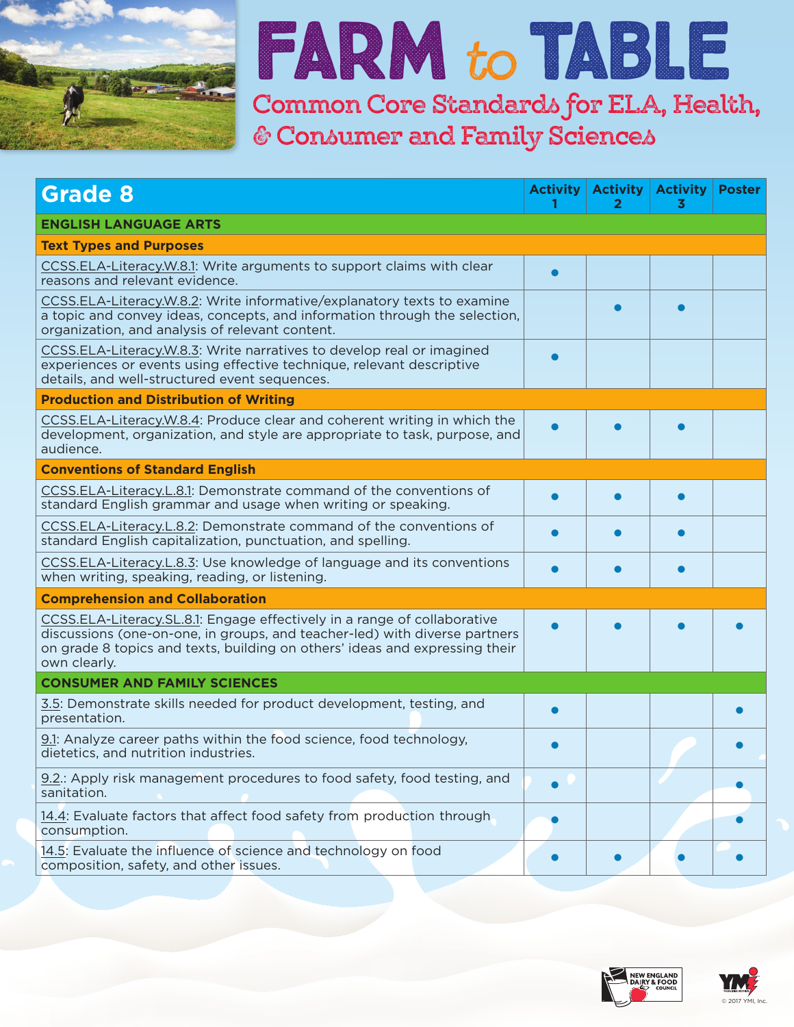# FARM to TABLE

## Common Core Standards for ELA, Health, & Consumer and Family Sciences

| Grade 8 | Activity 1 | Activity 2 | Activity 3 | Poster |
|---|---|---|---|---|
| **ENGLISH LANGUAGE ARTS** | | | | |
| **Text Types and Purposes** | | | | |
| CCSS.ELA-Literacy.W.8.1: Write arguments to support claims with clear reasons and relevant evidence. | ● | | | |
| CCSS.ELA-Literacy.W.8.2: Write informative/explanatory texts to examine a topic and convey ideas, concepts, and information through the selection, organization, and analysis of relevant content. | | ● | ● | |
| CCSS.ELA-Literacy.W.8.3: Write narratives to develop real or imagined experiences or events using effective technique, relevant descriptive details, and well-structured event sequences. | ● | | | |
| **Production and Distribution of Writing** | | | | |
| CCSS.ELA-Literacy.W.8.4: Produce clear and coherent writing in which the development, organization, and style are appropriate to task, purpose, and audience. | ● | ● | ● | |
| **Conventions of Standard English** | | | | |
| CCSS.ELA-Literacy.L.8.1: Demonstrate command of the conventions of standard English grammar and usage when writing or speaking. | ● | ● | ● | |
| CCSS.ELA-Literacy.L.8.2: Demonstrate command of the conventions of standard English capitalization, punctuation, and spelling. | ● | ● | ● | |
| CCSS.ELA-Literacy.L.8.3: Use knowledge of language and its conventions when writing, speaking, reading, or listening. | ● | ● | ● | |
| **Comprehension and Collaboration** | | | | |
| CCSS.ELA-Literacy.SL.8.1: Engage effectively in a range of collaborative discussions (one-on-one, in groups, and teacher-led) with diverse partners on grade 8 topics and texts, building on others' ideas and expressing their own clearly. | ● | ● | ● | ● |
| **CONSUMER AND FAMILY SCIENCES** | | | | |
| 3.5: Demonstrate skills needed for product development, testing, and presentation. | ● | | | ● |
| 9.1: Analyze career paths within the food science, food technology, dietetics, and nutrition industries. | ● | | | ● |
| 9.2.: Apply risk management procedures to food safety, food testing, and sanitation. | ● | | | ● |
| 14.4: Evaluate factors that affect food safety from production through consumption. | ● | | | ● |
| 14.5: Evaluate the influence of science and technology on food composition, safety, and other issues. | ● | ● | ● | ● |

© 2017 YMI, Inc.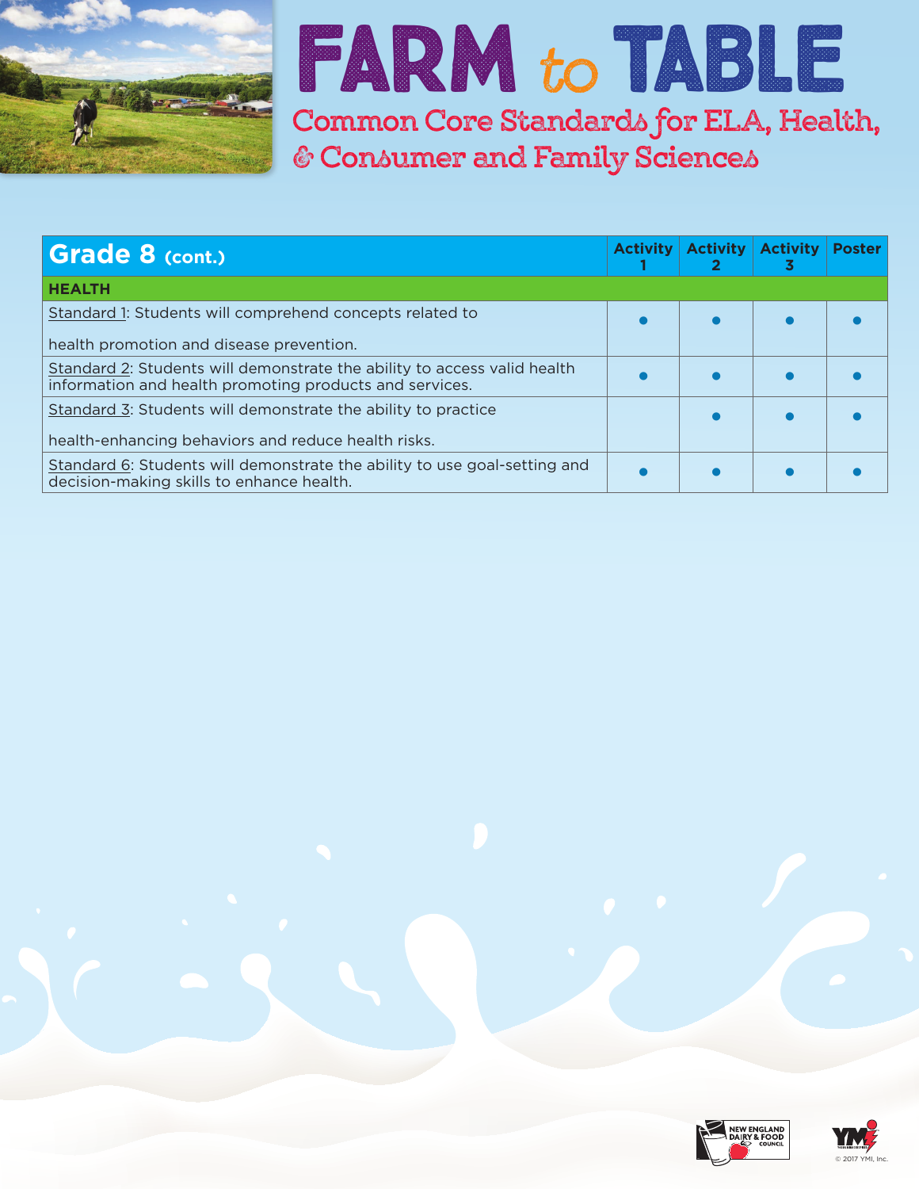# FARM to TABLE

## Common Core Standards for ELA, Health, & Consumer and Family Sciences

| Grade 8 (cont.) | Activity 1 | Activity 2 | Activity 3 | Poster |
|---|---|---|---|---|
| **HEALTH** | | | | |
| Standard 1: Students will comprehend concepts related to health promotion and disease prevention. | ● | ● | ● | ● |
| Standard 2: Students will demonstrate the ability to access valid health information and health promoting products and services. | ● | ● | ● | ● |
| Standard 3: Students will demonstrate the ability to practice health-enhancing behaviors and reduce health risks. | | ● | ● | ● |
| Standard 6: Students will demonstrate the ability to use goal-setting and decision-making skills to enhance health. | ● | ● | ● | ● |

NEW ENGLAND DAIRY & FOOD COUNCIL

© 2017 YMI, Inc.